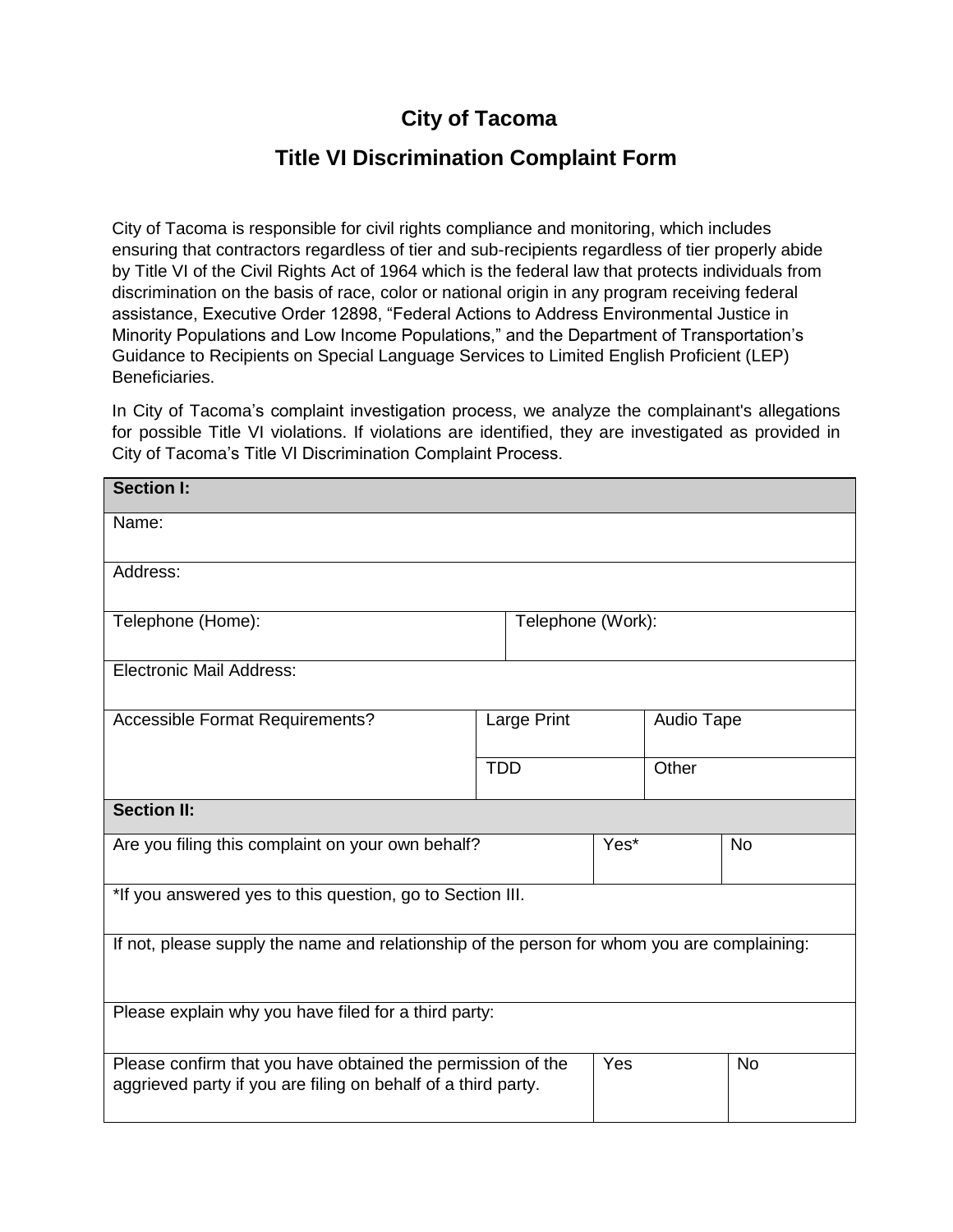# City of Tacoma

## Title VI Discrimination Complaint Form

City of Tacoma is responsible for civil rights compliance and monitoring, which includes ensuring that contractors regardless of tier and sub-recipients regardless of tier properly abide by Title VI of the Civil Rights Act of 1964 which is the federal law that protects individuals from discrimination on the basis of race, color or national origin in any program receiving federal assistance, Executive Order 12898, "Federal Actions to Address Environmental Justice in Minority Populations and Low Income Populations," and the Department of Transportation's Guidance to Recipients on Special Language Services to Limited English Proficient (LEP) Beneficiaries.

In City of Tacoma's complaint investigation process, we analyze the complainant's allegations for possible Title VI violations. If violations are identified, they are investigated as provided in City of Tacoma's Title VI Discrimination Complaint Process.

| **Section I:** | | |
|---|---|---|
| Name: | | |
| Address: | | |
| Telephone (Home): | Telephone (Work): | |
| Electronic Mail Address: | | |
| Accessible Format Requirements? | Large Print | Audio Tape |
| | TDD | Other |

| **Section II:** | | |
|---|---|---|
| Are you filing this complaint on your own behalf? | Yes* | No |
| *If you answered yes to this question, go to Section III. | | |
| If not, please supply the name and relationship of the person for whom you are complaining: | | |
| Please explain why you have filed for a third party: | | |
| Please confirm that you have obtained the permission of the aggrieved party if you are filing on behalf of a third party. | Yes | No |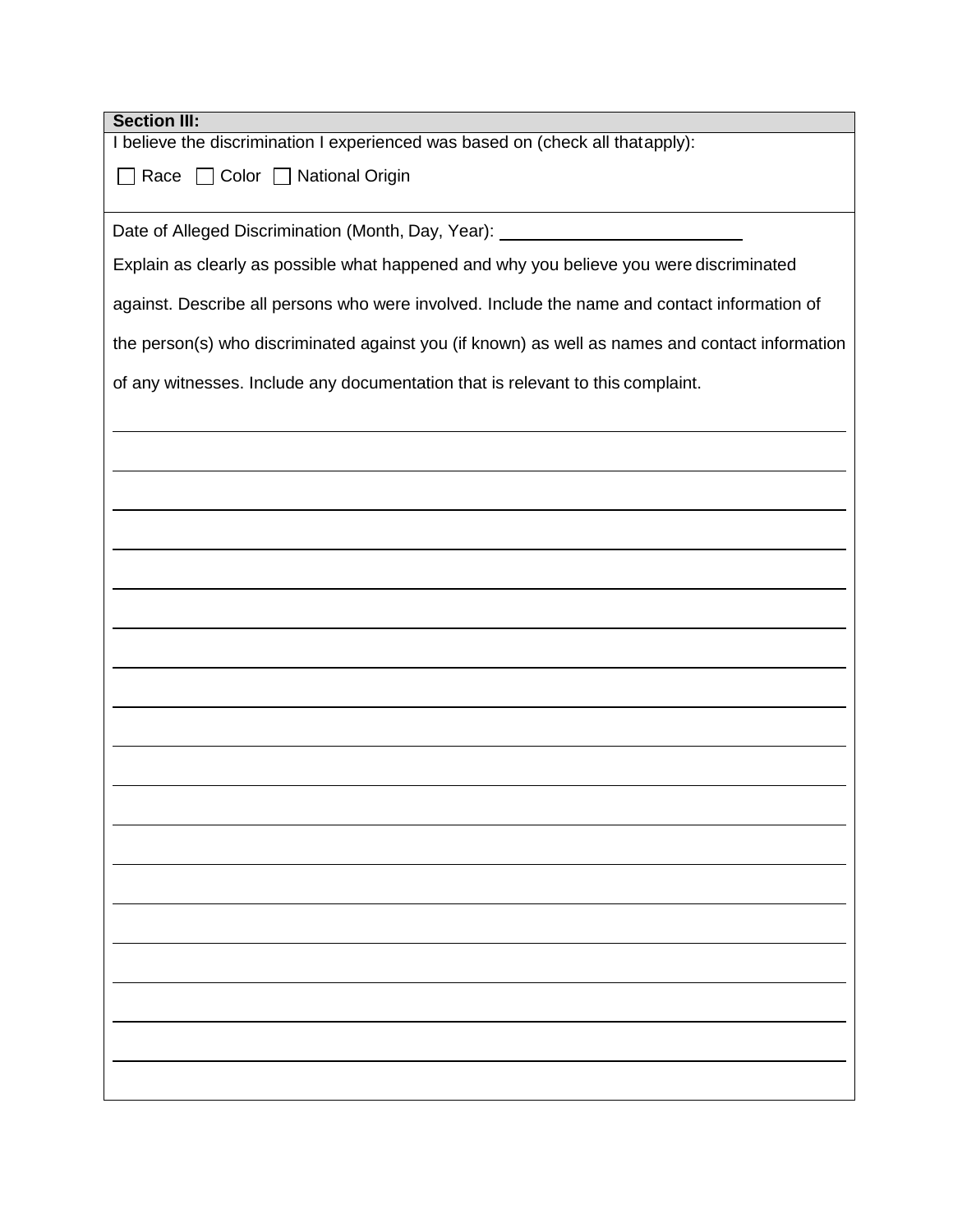**Section III:**

I believe the discrimination I experienced was based on (check all thatapply):

☐ Race ☐ Color ☐ National Origin

Date of Alleged Discrimination (Month, Day, Year): ______________________

Explain as clearly as possible what happened and why you believe you were discriminated against. Describe all persons who were involved. Include the name and contact information of the person(s) who discriminated against you (if known) as well as names and contact information of any witnesses. Include any documentation that is relevant to this complaint.

______________________________________________________________________

______________________________________________________________________

______________________________________________________________________

______________________________________________________________________

______________________________________________________________________

______________________________________________________________________

______________________________________________________________________

______________________________________________________________________

______________________________________________________________________

______________________________________________________________________

______________________________________________________________________

______________________________________________________________________

______________________________________________________________________

______________________________________________________________________

______________________________________________________________________

______________________________________________________________________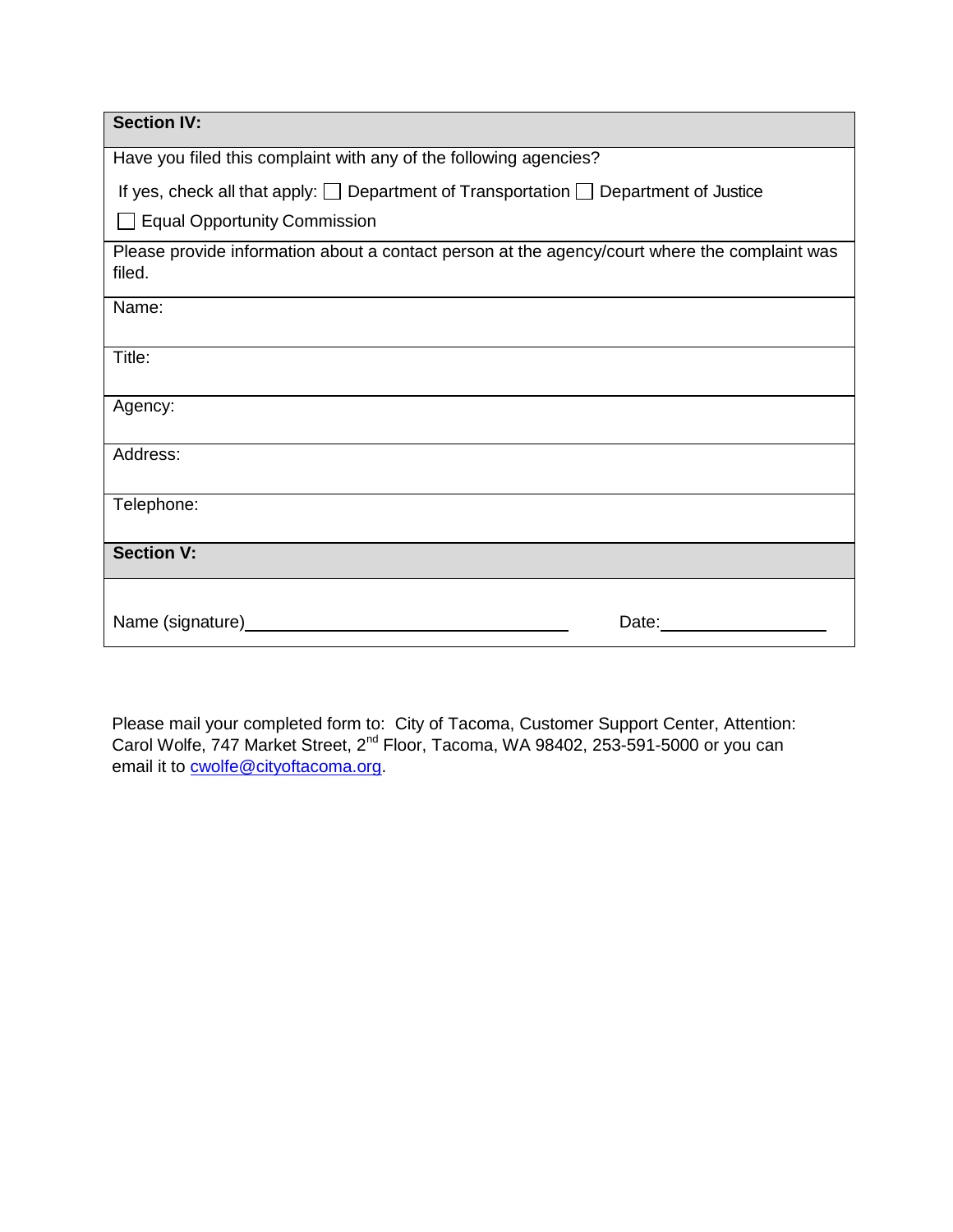| Section IV: |
| --- |
| Have you filed this complaint with any of the following agencies?<br>If yes, check all that apply: ☐ Department of Transportation ☐ Department of Justice<br>☐ Equal Opportunity Commission |
| Please provide information about a contact person at the agency/court where the complaint was filed. |
| Name: |
| Title: |
| Agency: |
| Address: |
| Telephone: |

| Section V: | |
| --- | --- |
| Name (signature)\_\_\_\_\_\_\_\_\_\_\_\_\_\_\_\_\_\_\_\_\_\_\_\_\_\_\_\_\_\_\_\_\_\_\_\_ | Date:\_\_\_\_\_\_\_\_\_\_\_\_\_\_\_\_\_\_ |

Please mail your completed form to: City of Tacoma, Customer Support Center, Attention: Carol Wolfe, 747 Market Street, 2nd Floor, Tacoma, WA 98402, 253-591-5000 or you can email it to cwolfe@cityoftacoma.org.